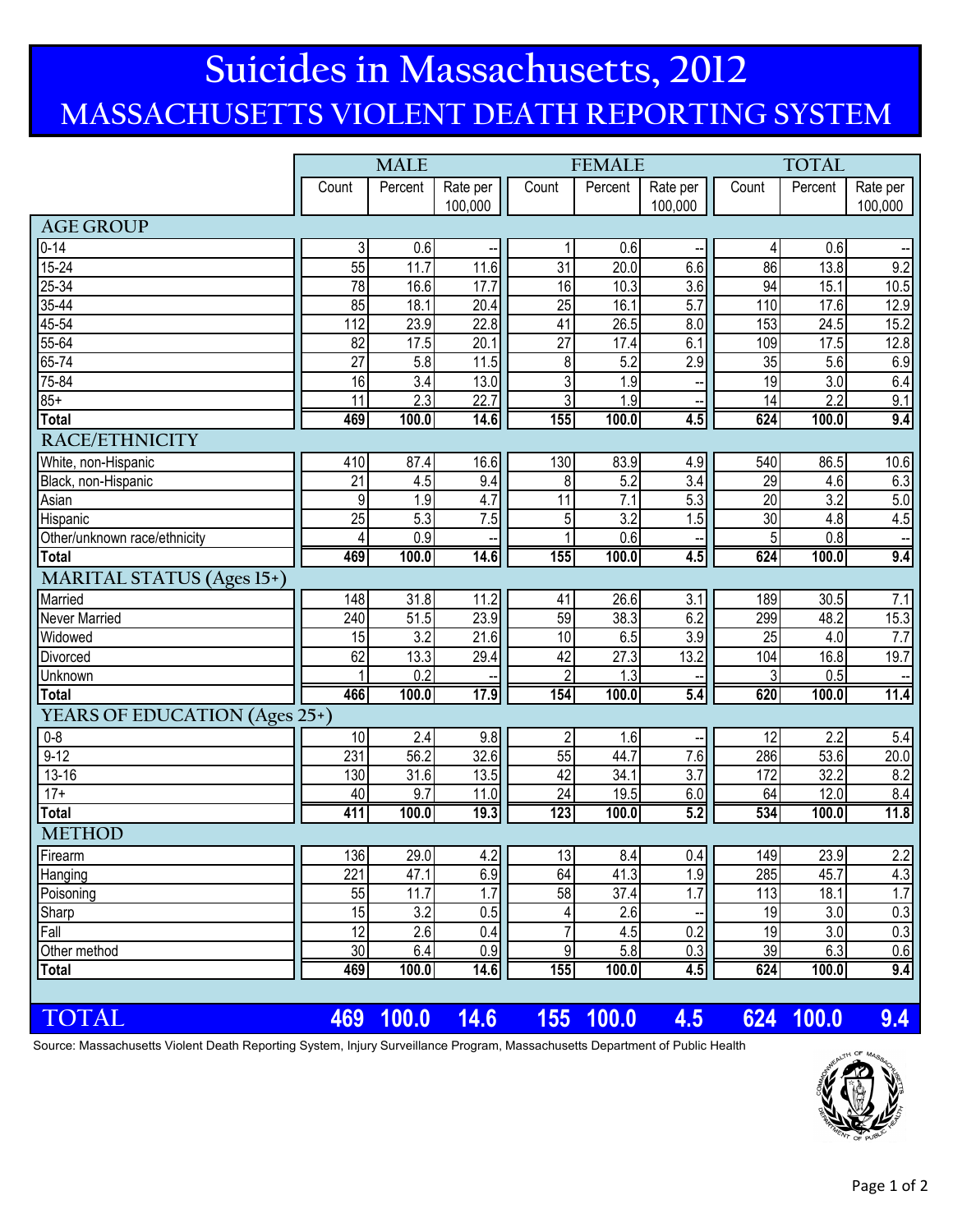# Suicides in Massachusetts, 2012

## MASSACHUSETTS VIOLENT DEATH REPORTING SYSTEM

| | MALE | | | FEMALE | | | TOTAL | | |
|---|---|---|---|---|---|---|---|---|---|
| | Count | Percent | Rate per 100,000 | Count | Percent | Rate per 100,000 | Count | Percent | Rate per 100,000 |
| **AGE GROUP** | | | | | | | | | |
| 0-14 | 3 | 0.6 | -- | 1 | 0.6 | -- | 4 | 0.6 | -- |
| 15-24 | 55 | 11.7 | 11.6 | 31 | 20.0 | 6.6 | 86 | 13.8 | 9.2 |
| 25-34 | 78 | 16.6 | 17.7 | 16 | 10.3 | 3.6 | 94 | 15.1 | 10.5 |
| 35-44 | 85 | 18.1 | 20.4 | 25 | 16.1 | 5.7 | 110 | 17.6 | 12.9 |
| 45-54 | 112 | 23.9 | 22.8 | 41 | 26.5 | 8.0 | 153 | 24.5 | 15.2 |
| 55-64 | 82 | 17.5 | 20.1 | 27 | 17.4 | 6.1 | 109 | 17.5 | 12.8 |
| 65-74 | 27 | 5.8 | 11.5 | 8 | 5.2 | 2.9 | 35 | 5.6 | 6.9 |
| 75-84 | 16 | 3.4 | 13.0 | 3 | 1.9 | -- | 19 | 3.0 | 6.4 |
| 85+ | 11 | 2.3 | 22.7 | 3 | 1.9 | -- | 14 | 2.2 | 9.1 |
| **Total** | **469** | **100.0** | **14.6** | **155** | **100.0** | **4.5** | **624** | **100.0** | **9.4** |
| **RACE/ETHNICITY** | | | | | | | | | |
| White, non-Hispanic | 410 | 87.4 | 16.6 | 130 | 83.9 | 4.9 | 540 | 86.5 | 10.6 |
| Black, non-Hispanic | 21 | 4.5 | 9.4 | 8 | 5.2 | 3.4 | 29 | 4.6 | 6.3 |
| Asian | 9 | 1.9 | 4.7 | 11 | 7.1 | 5.3 | 20 | 3.2 | 5.0 |
| Hispanic | 25 | 5.3 | 7.5 | 5 | 3.2 | 1.5 | 30 | 4.8 | 4.5 |
| Other/unknown race/ethnicity | 4 | 0.9 | -- | 1 | 0.6 | -- | 5 | 0.8 | -- |
| **Total** | **469** | **100.0** | **14.6** | **155** | **100.0** | **4.5** | **624** | **100.0** | **9.4** |
| **MARITAL STATUS (Ages 15+)** | | | | | | | | | |
| Married | 148 | 31.8 | 11.2 | 41 | 26.6 | 3.1 | 189 | 30.5 | 7.1 |
| Never Married | 240 | 51.5 | 23.9 | 59 | 38.3 | 6.2 | 299 | 48.2 | 15.3 |
| Widowed | 15 | 3.2 | 21.6 | 10 | 6.5 | 3.9 | 25 | 4.0 | 7.7 |
| Divorced | 62 | 13.3 | 29.4 | 42 | 27.3 | 13.2 | 104 | 16.8 | 19.7 |
| Unknown | 1 | 0.2 | -- | 2 | 1.3 | -- | 3 | 0.5 | -- |
| **Total** | **466** | **100.0** | **17.9** | **154** | **100.0** | **5.4** | **620** | **100.0** | **11.4** |
| **YEARS OF EDUCATION (Ages 25+)** | | | | | | | | | |
| 0-8 | 10 | 2.4 | 9.8 | 2 | 1.6 | -- | 12 | 2.2 | 5.4 |
| 9-12 | 231 | 56.2 | 32.6 | 55 | 44.7 | 7.6 | 286 | 53.6 | 20.0 |
| 13-16 | 130 | 31.6 | 13.5 | 42 | 34.1 | 3.7 | 172 | 32.2 | 8.2 |
| 17+ | 40 | 9.7 | 11.0 | 24 | 19.5 | 6.0 | 64 | 12.0 | 8.4 |
| **Total** | **411** | **100.0** | **19.3** | **123** | **100.0** | **5.2** | **534** | **100.0** | **11.8** |
| **METHOD** | | | | | | | | | |
| Firearm | 136 | 29.0 | 4.2 | 13 | 8.4 | 0.4 | 149 | 23.9 | 2.2 |
| Hanging | 221 | 47.1 | 6.9 | 64 | 41.3 | 1.9 | 285 | 45.7 | 4.3 |
| Poisoning | 55 | 11.7 | 1.7 | 58 | 37.4 | 1.7 | 113 | 18.1 | 1.7 |
| Sharp | 15 | 3.2 | 0.5 | 4 | 2.6 | -- | 19 | 3.0 | 0.3 |
| Fall | 12 | 2.6 | 0.4 | 7 | 4.5 | 0.2 | 19 | 3.0 | 0.3 |
| Other method | 30 | 6.4 | 0.9 | 9 | 5.8 | 0.3 | 39 | 6.3 | 0.6 |
| **Total** | **469** | **100.0** | **14.6** | **155** | **100.0** | **4.5** | **624** | **100.0** | **9.4** |
| **TOTAL** | **469** | **100.0** | **14.6** | **155** | **100.0** | **4.5** | **624** | **100.0** | **9.4** |

Source: Massachusetts Violent Death Reporting System, Injury Surveillance Program, Massachusetts Department of Public Health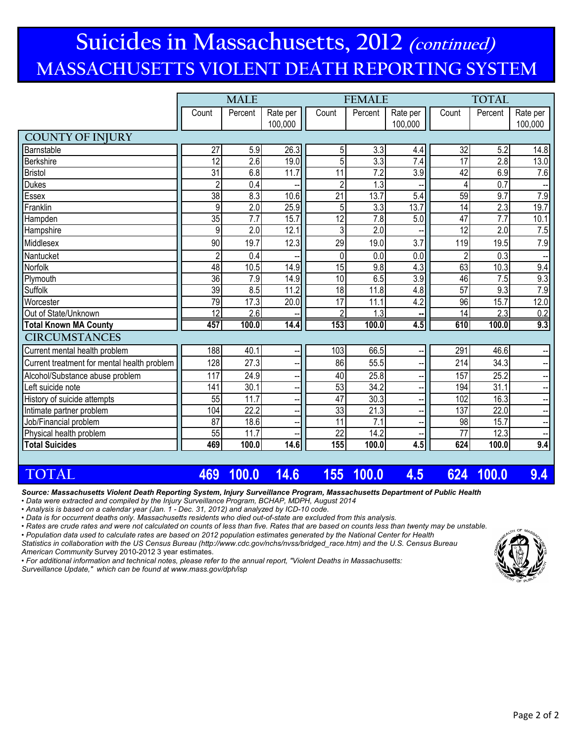# Suicides in Massachusetts, 2012 *(continued)*

## MASSACHUSETTS VIOLENT DEATH REPORTING SYSTEM

| | MALE | | | FEMALE | | | TOTAL | | |
|---|---|---|---|---|---|---|---|---|---|
| | Count | Percent | Rate per 100,000 | Count | Percent | Rate per 100,000 | Count | Percent | Rate per 100,000 |
| **COUNTY OF INJURY** | | | | | | | | | |
| Barnstable | 27 | 5.9 | 26.3 | 5 | 3.3 | 4.4 | 32 | 5.2 | 14.8 |
| Berkshire | 12 | 2.6 | 19.0 | 5 | 3.3 | 7.4 | 17 | 2.8 | 13.0 |
| Bristol | 31 | 6.8 | 11.7 | 11 | 7.2 | 3.9 | 42 | 6.9 | 7.6 |
| Dukes | 2 | 0.4 | -- | 2 | 1.3 | -- | 4 | 0.7 | -- |
| Essex | 38 | 8.3 | 10.6 | 21 | 13.7 | 5.4 | 59 | 9.7 | 7.9 |
| Franklin | 9 | 2.0 | 25.9 | 5 | 3.3 | 13.7 | 14 | 2.3 | 19.7 |
| Hampden | 35 | 7.7 | 15.7 | 12 | 7.8 | 5.0 | 47 | 7.7 | 10.1 |
| Hampshire | 9 | 2.0 | 12.1 | 3 | 2.0 | -- | 12 | 2.0 | 7.5 |
| Middlesex | 90 | 19.7 | 12.3 | 29 | 19.0 | 3.7 | 119 | 19.5 | 7.9 |
| Nantucket | 2 | 0.4 | -- | 0 | 0.0 | 0.0 | 2 | 0.3 | -- |
| Norfolk | 48 | 10.5 | 14.9 | 15 | 9.8 | 4.3 | 63 | 10.3 | 9.4 |
| Plymouth | 36 | 7.9 | 14.9 | 10 | 6.5 | 3.9 | 46 | 7.5 | 9.3 |
| Suffolk | 39 | 8.5 | 11.2 | 18 | 11.8 | 4.8 | 57 | 9.3 | 7.9 |
| Worcester | 79 | 17.3 | 20.0 | 17 | 11.1 | 4.2 | 96 | 15.7 | 12.0 |
| Out of State/Unknown | 12 | 2.6 | -- | 2 | 1.3 | -- | 14 | 2.3 | 0.2 |
| **Total Known MA County** | **457** | **100.0** | **14.4** | **153** | **100.0** | **4.5** | **610** | **100.0** | **9.3** |
| **CIRCUMSTANCES** | | | | | | | | | |
| Current mental health problem | 188 | 40.1 | -- | 103 | 66.5 | -- | 291 | 46.6 | -- |
| Current treatment for mental health problem | 128 | 27.3 | -- | 86 | 55.5 | -- | 214 | 34.3 | -- |
| Alcohol/Substance abuse problem | 117 | 24.9 | -- | 40 | 25.8 | -- | 157 | 25.2 | -- |
| Left suicide note | 141 | 30.1 | -- | 53 | 34.2 | -- | 194 | 31.1 | -- |
| History of suicide attempts | 55 | 11.7 | -- | 47 | 30.3 | -- | 102 | 16.3 | -- |
| Intimate partner problem | 104 | 22.2 | -- | 33 | 21.3 | -- | 137 | 22.0 | -- |
| Job/Financial problem | 87 | 18.6 | -- | 11 | 7.1 | -- | 98 | 15.7 | -- |
| Physical health problem | 55 | 11.7 | -- | 22 | 14.2 | -- | 77 | 12.3 | -- |
| **Total Suicides** | **469** | **100.0** | **14.6** | **155** | **100.0** | **4.5** | **624** | **100.0** | **9.4** |
| **TOTAL** | **469** | **100.0** | **14.6** | **155** | **100.0** | **4.5** | **624** | **100.0** | **9.4** |

***Source: Massachusetts Violent Death Reporting System, Injury Surveillance Program, Massachusetts Department of Public Health***

- *Data were extracted and compiled by the Injury Surveillance Program, BCHAP, MDPH, August 2014*
- *Analysis is based on a calendar year (Jan. 1 - Dec. 31, 2012) and analyzed by ICD-10 code.*
- *Data is for occurrent deaths only. Massachusetts residents who died out-of-state are excluded from this analysis.*
- *Rates are crude rates and were not calculated on counts of less than five. Rates that are based on counts less than twenty may be unstable.*
- *Population data used to calculate rates are based on 2012 population estimates generated by the National Center for Health Statistics in collaboration with the US Census Bureau (http://www.cdc.gov/nchs/nvss/bridged_race.htm) and the U.S. Census Bureau American Community* Survey 2010-2012 3 year estimates.
- *For additional information and technical notes, please refer to the annual report, "Violent Deaths in Massachusetts: Surveillance Update," which can be found at www.mass.gov/dph/isp*